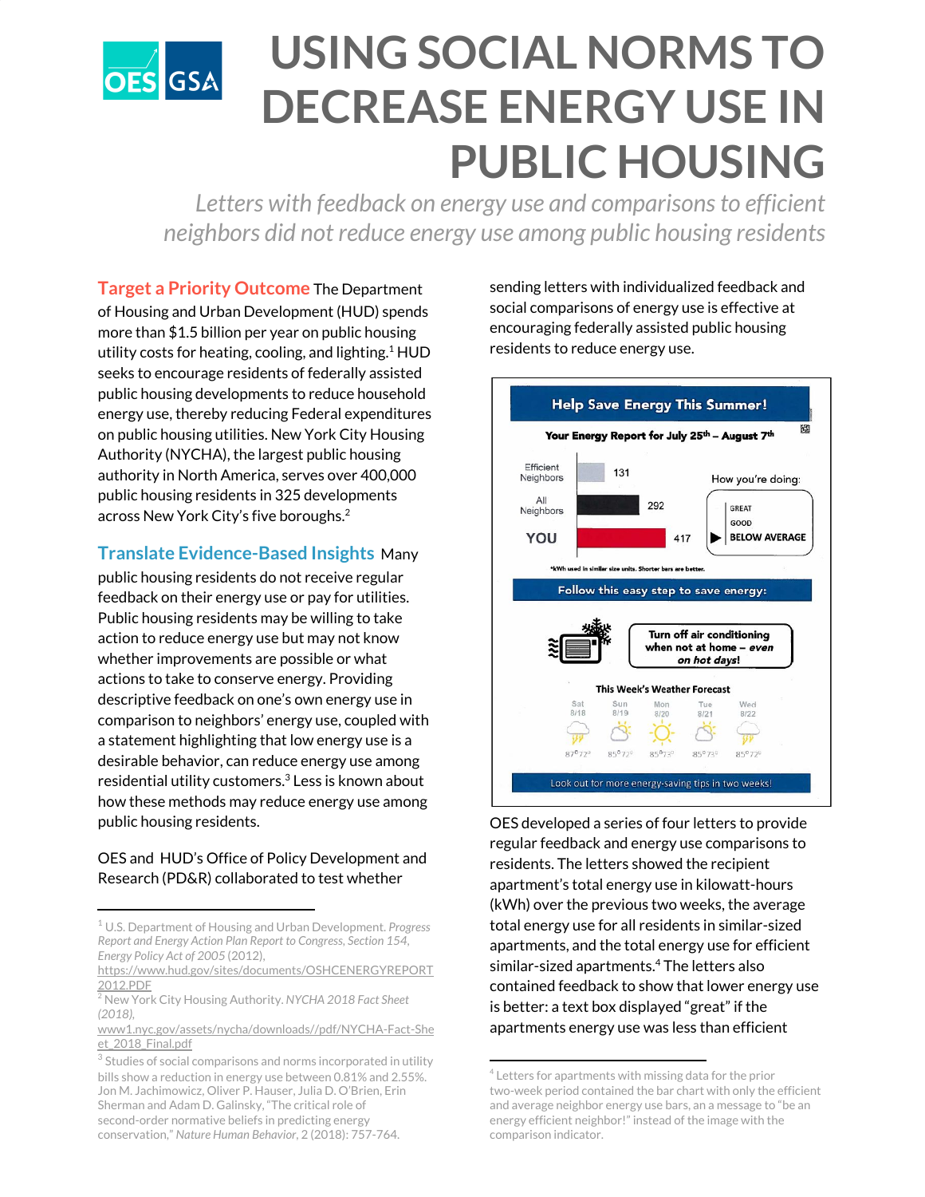# USING SOCIAL NORMS TO DECREASE ENERGY USE IN PUBLIC HOUSING

*Letters with feedback on energy use and comparisons to efficient neighbors did not reduce energy use among public housing residents*

**Target a Priority Outcome** The Department of Housing and Urban Development (HUD) spends more than $1.5 billion per year on public housing utility costs for heating, cooling, and lighting.[1] HUD seeks to encourage residents of federally assisted public housing developments to reduce household energy use, thereby reducing Federal expenditures on public housing utilities. New York City Housing Authority (NYCHA), the largest public housing authority in North America, serves over 400,000 public housing residents in 325 developments across New York City's five boroughs.[2]

**Translate Evidence-Based Insights** Many public housing residents do not receive regular feedback on their energy use or pay for utilities. Public housing residents may be willing to take action to reduce energy use but may not know whether improvements are possible or what actions to take to conserve energy. Providing descriptive feedback on one's own energy use in comparison to neighbors' energy use, coupled with a statement highlighting that low energy use is a desirable behavior, can reduce energy use among residential utility customers.[3] Less is known about how these methods may reduce energy use among public housing residents.

OES and HUD's Office of Policy Development and Research (PD&R) collaborated to test whether sending letters with individualized feedback and social comparisons of energy use is effective at encouraging federally assisted public housing residents to reduce energy use.

Help Save Energy This Summer!

Your Energy Report for July 25th – August 7th

Efficient Neighbors 131

All Neighbors 292

YOU 417

How you're doing:

GREAT

GOOD

BELOW AVERAGE

*kWh used in similar size units. Shorter bars are better.

Follow this easy step to save energy:

Turn off air conditioning when not at home – *even on hot days!*

This Week's Weather Forecast

Sat 8/18 87°72°

Sun 8/19 85°72°

Mon 8/20 85°73°

Tue 8/21 85°73°

Wed 8/22 85°72°

Look out for more energy-saving tips in two weeks!

OES developed a series of four letters to provide regular feedback and energy use comparisons to residents. The letters showed the recipient apartment's total energy use in kilowatt-hours (kWh) over the previous two weeks, the average total energy use for all residents in similar-sized apartments, and the total energy use for efficient similar-sized apartments.[4] The letters also contained feedback to show that lower energy use is better: a text box displayed "great" if the apartments energy use was less than efficient

---

[1] U.S. Department of Housing and Urban Development. *Progress Report and Energy Action Plan Report to Congress, Section 154, Energy Policy Act of 2005* (2012), https://www.hud.gov/sites/documents/OSHCENERGYREPORT2012.PDF

[2] New York City Housing Authority. *NYCHA 2018 Fact Sheet (2018)*, www1.nyc.gov/assets/nycha/downloads//pdf/NYCHA-Fact-Sheet_2018_Final.pdf

[3] Studies of social comparisons and norms incorporated in utility bills show a reduction in energy use between 0.81% and 2.55%. Jon M. Jachimowicz, Oliver P. Hauser, Julia D. O'Brien, Erin Sherman and Adam D. Galinsky, "The critical role of second-order normative beliefs in predicting energy conservation," *Nature Human Behavior*, 2 (2018): 757-764.

[4] Letters for apartments with missing data for the prior two-week period contained the bar chart with only the efficient and average neighbor energy use bars, an a message to "be an energy efficient neighbor!" instead of the image with the comparison indicator.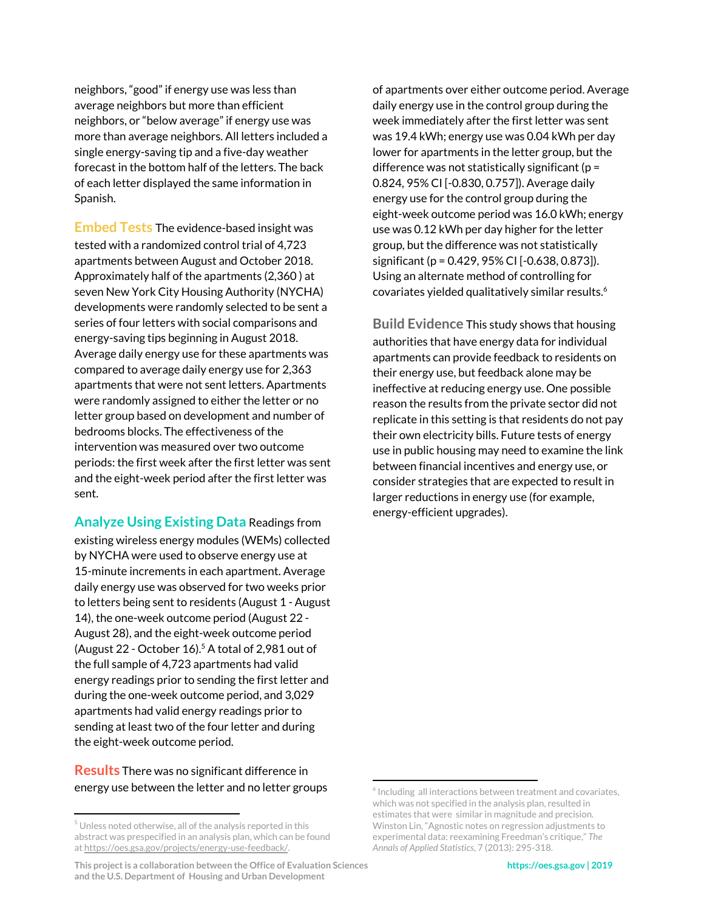neighbors, "good" if energy use was less than average neighbors but more than efficient neighbors, or "below average" if energy use was more than average neighbors. All letters included a single energy-saving tip and a five-day weather forecast in the bottom half of the letters. The back of each letter displayed the same information in Spanish.

**Embed Tests** The evidence-based insight was tested with a randomized control trial of 4,723 apartments between August and October 2018. Approximately half of the apartments (2,360 ) at seven New York City Housing Authority (NYCHA) developments were randomly selected to be sent a series of four letters with social comparisons and energy-saving tips beginning in August 2018. Average daily energy use for these apartments was compared to average daily energy use for 2,363 apartments that were not sent letters. Apartments were randomly assigned to either the letter or no letter group based on development and number of bedrooms blocks. The effectiveness of the intervention was measured over two outcome periods: the first week after the first letter was sent and the eight-week period after the first letter was sent.

**Analyze Using Existing Data** Readings from existing wireless energy modules (WEMs) collected by NYCHA were used to observe energy use at 15-minute increments in each apartment. Average daily energy use was observed for two weeks prior to letters being sent to residents (August 1 - August 14), the one-week outcome period (August 22 - August 28), and the eight-week outcome period (August 22 - October 16).[5] A total of 2,981 out of the full sample of 4,723 apartments had valid energy readings prior to sending the first letter and during the one-week outcome period, and 3,029 apartments had valid energy readings prior to sending at least two of the four letter and during the eight-week outcome period.

**Results** There was no significant difference in energy use between the letter and no letter groups of apartments over either outcome period. Average daily energy use in the control group during the week immediately after the first letter was sent was 19.4 kWh; energy use was 0.04 kWh per day lower for apartments in the letter group, but the difference was not statistically significant ($p = 0.824$, 95% CI [-0.830, 0.757]). Average daily energy use for the control group during the eight-week outcome period was 16.0 kWh; energy use was 0.12 kWh per day higher for the letter group, but the difference was not statistically significant ($p = 0.429$, 95% CI [-0.638, 0.873]). Using an alternate method of controlling for covariates yielded qualitatively similar results.[6]

**Build Evidence** This study shows that housing authorities that have energy data for individual apartments can provide feedback to residents on their energy use, but feedback alone may be ineffective at reducing energy use. One possible reason the results from the private sector did not replicate in this setting is that residents do not pay their own electricity bills. Future tests of energy use in public housing may need to examine the link between financial incentives and energy use, or consider strategies that are expected to result in larger reductions in energy use (for example, energy-efficient upgrades).

---

[5] Unless noted otherwise, all of the analysis reported in this abstract was prespecified in an analysis plan, which can be found at https://oes.gsa.gov/projects/energy-use-feedback/.

[6] Including all interactions between treatment and covariates, which was not specified in the analysis plan, resulted in estimates that were similar in magnitude and precision. Winston Lin, "Agnostic notes on regression adjustments to experimental data: reexamining Freedman's critique," *The Annals of Applied Statistics*, 7 (2013): 295-318.

This project is a collaboration between the Office of Evaluation Sciences and the U.S. Department of Housing and Urban Development